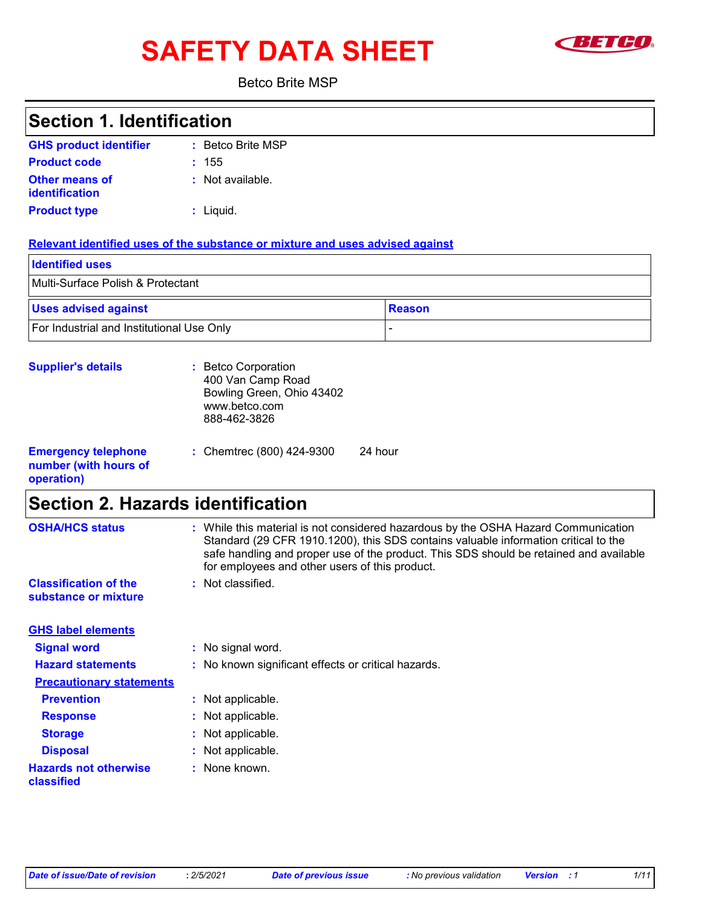# SAFETY DATA SHEET

Betco Brite MSP

## Section 1. Identification

**GHS product identifier** : Betco Brite MSP

**Product code** : 155

**Other means of identification** : Not available.

**Product type** : Liquid.

**Relevant identified uses of the substance or mixture and uses advised against**

| Identified uses |
| --- |
| Multi-Surface Polish & Protectant |

| Uses advised against | Reason |
| --- | --- |
| For Industrial and Institutional Use Only | - |

**Supplier's details** : Betco Corporation
400 Van Camp Road
Bowling Green, Ohio 43402
www.betco.com
888-462-3826

**Emergency telephone number (with hours of operation)** : Chemtrec (800) 424-9300 24 hour

## Section 2. Hazards identification

**OSHA/HCS status** : While this material is not considered hazardous by the OSHA Hazard Communication Standard (29 CFR 1910.1200), this SDS contains valuable information critical to the safe handling and proper use of the product. This SDS should be retained and available for employees and other users of this product.

**Classification of the substance or mixture** : Not classified.

**GHS label elements**

**Signal word** : No signal word.

**Hazard statements** : No known significant effects or critical hazards.

**Precautionary statements**

**Prevention** : Not applicable.

**Response** : Not applicable.

**Storage** : Not applicable.

**Disposal** : Not applicable.

**Hazards not otherwise classified** : None known.

*Date of issue/Date of revision* : 2/5/2021 *Date of previous issue* : No previous validation *Version* : 1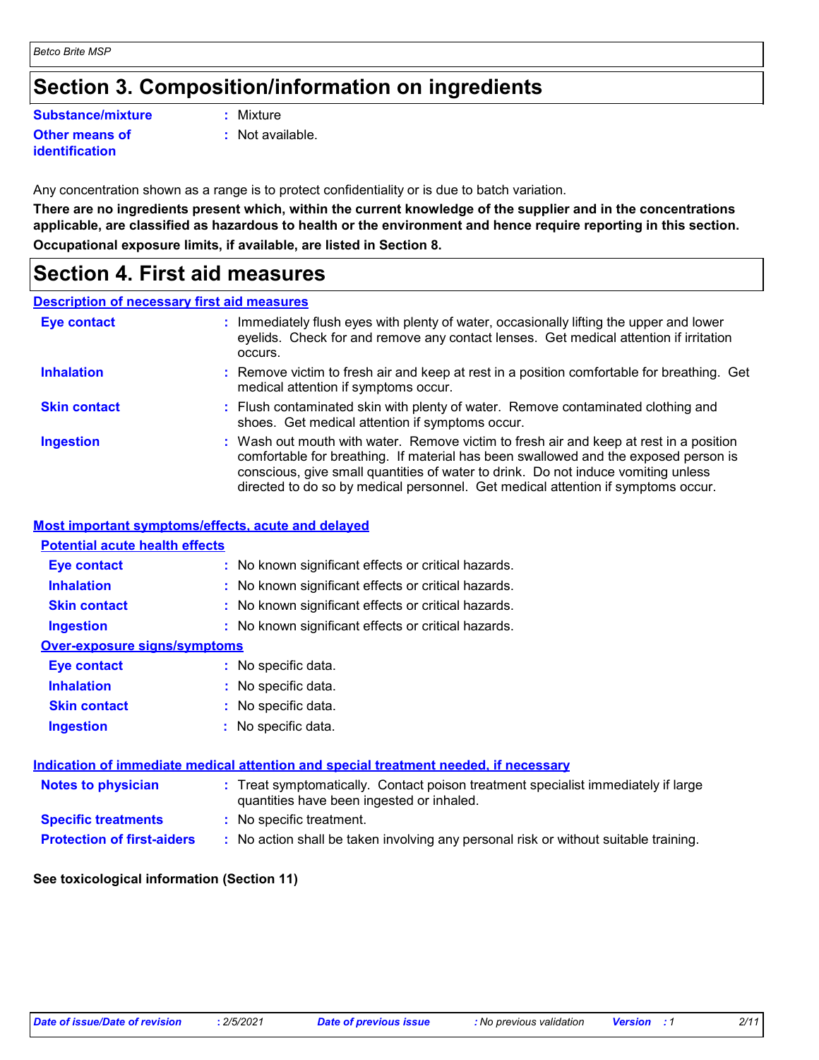# Section 3. Composition/information on ingredients

**Substance/mixture** : Mixture

**Other means of identification** : Not available.

Any concentration shown as a range is to protect confidentiality or is due to batch variation.

**There are no ingredients present which, within the current knowledge of the supplier and in the concentrations applicable, are classified as hazardous to health or the environment and hence require reporting in this section.**

**Occupational exposure limits, if available, are listed in Section 8.**

# Section 4. First aid measures

## Description of necessary first aid measures

**Eye contact** : Immediately flush eyes with plenty of water, occasionally lifting the upper and lower eyelids. Check for and remove any contact lenses. Get medical attention if irritation occurs.

**Inhalation** : Remove victim to fresh air and keep at rest in a position comfortable for breathing. Get medical attention if symptoms occur.

**Skin contact** : Flush contaminated skin with plenty of water. Remove contaminated clothing and shoes. Get medical attention if symptoms occur.

**Ingestion** : Wash out mouth with water. Remove victim to fresh air and keep at rest in a position comfortable for breathing. If material has been swallowed and the exposed person is conscious, give small quantities of water to drink. Do not induce vomiting unless directed to do so by medical personnel. Get medical attention if symptoms occur.

## Most important symptoms/effects, acute and delayed

### Potential acute health effects

**Eye contact** : No known significant effects or critical hazards.

**Inhalation** : No known significant effects or critical hazards.

**Skin contact** : No known significant effects or critical hazards.

**Ingestion** : No known significant effects or critical hazards.

### Over-exposure signs/symptoms

**Eye contact** : No specific data.

**Inhalation** : No specific data.

**Skin contact** : No specific data.

**Ingestion** : No specific data.

## Indication of immediate medical attention and special treatment needed, if necessary

**Notes to physician** : Treat symptomatically. Contact poison treatment specialist immediately if large quantities have been ingested or inhaled.

**Specific treatments** : No specific treatment.

**Protection of first-aiders** : No action shall be taken involving any personal risk or without suitable training.

**See toxicological information (Section 11)**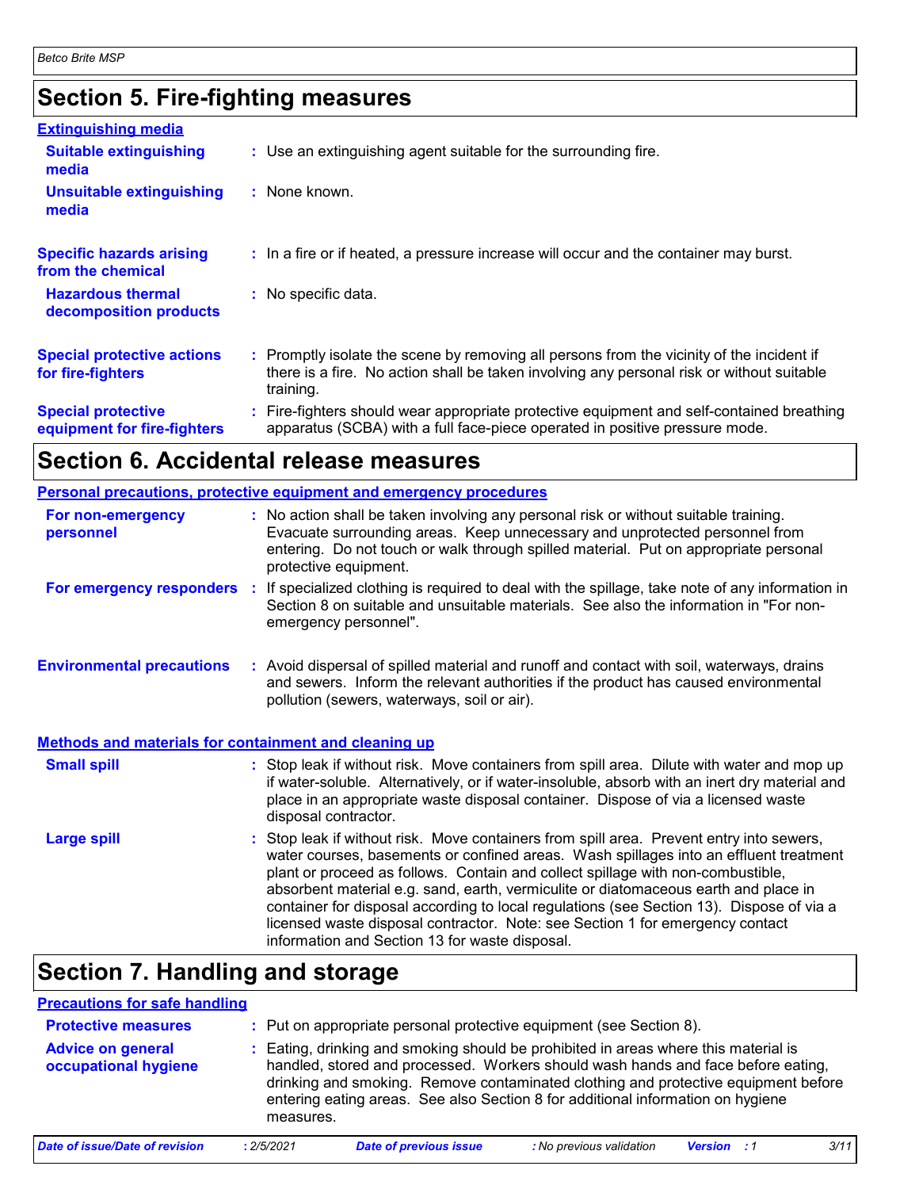# Section 5. Fire-fighting measures

**Extinguishing media**

**Suitable extinguishing media** : Use an extinguishing agent suitable for the surrounding fire.

**Unsuitable extinguishing media** : None known.

**Specific hazards arising from the chemical** : In a fire or if heated, a pressure increase will occur and the container may burst.

**Hazardous thermal decomposition products** : No specific data.

**Special protective actions for fire-fighters** : Promptly isolate the scene by removing all persons from the vicinity of the incident if there is a fire. No action shall be taken involving any personal risk or without suitable training.

**Special protective equipment for fire-fighters** : Fire-fighters should wear appropriate protective equipment and self-contained breathing apparatus (SCBA) with a full face-piece operated in positive pressure mode.

# Section 6. Accidental release measures

**Personal precautions, protective equipment and emergency procedures**

**For non-emergency personnel** : No action shall be taken involving any personal risk or without suitable training. Evacuate surrounding areas. Keep unnecessary and unprotected personnel from entering. Do not touch or walk through spilled material. Put on appropriate personal protective equipment.

**For emergency responders** : If specialized clothing is required to deal with the spillage, take note of any information in Section 8 on suitable and unsuitable materials. See also the information in "For non-emergency personnel".

**Environmental precautions** : Avoid dispersal of spilled material and runoff and contact with soil, waterways, drains and sewers. Inform the relevant authorities if the product has caused environmental pollution (sewers, waterways, soil or air).

**Methods and materials for containment and cleaning up**

**Small spill** : Stop leak if without risk. Move containers from spill area. Dilute with water and mop up if water-soluble. Alternatively, or if water-insoluble, absorb with an inert dry material and place in an appropriate waste disposal container. Dispose of via a licensed waste disposal contractor.

**Large spill** : Stop leak if without risk. Move containers from spill area. Prevent entry into sewers, water courses, basements or confined areas. Wash spillages into an effluent treatment plant or proceed as follows. Contain and collect spillage with non-combustible, absorbent material e.g. sand, earth, vermiculite or diatomaceous earth and place in container for disposal according to local regulations (see Section 13). Dispose of via a licensed waste disposal contractor. Note: see Section 1 for emergency contact information and Section 13 for waste disposal.

# Section 7. Handling and storage

**Precautions for safe handling**

**Protective measures** : Put on appropriate personal protective equipment (see Section 8).

**Advice on general occupational hygiene** : Eating, drinking and smoking should be prohibited in areas where this material is handled, stored and processed. Workers should wash hands and face before eating, drinking and smoking. Remove contaminated clothing and protective equipment before entering eating areas. See also Section 8 for additional information on hygiene measures.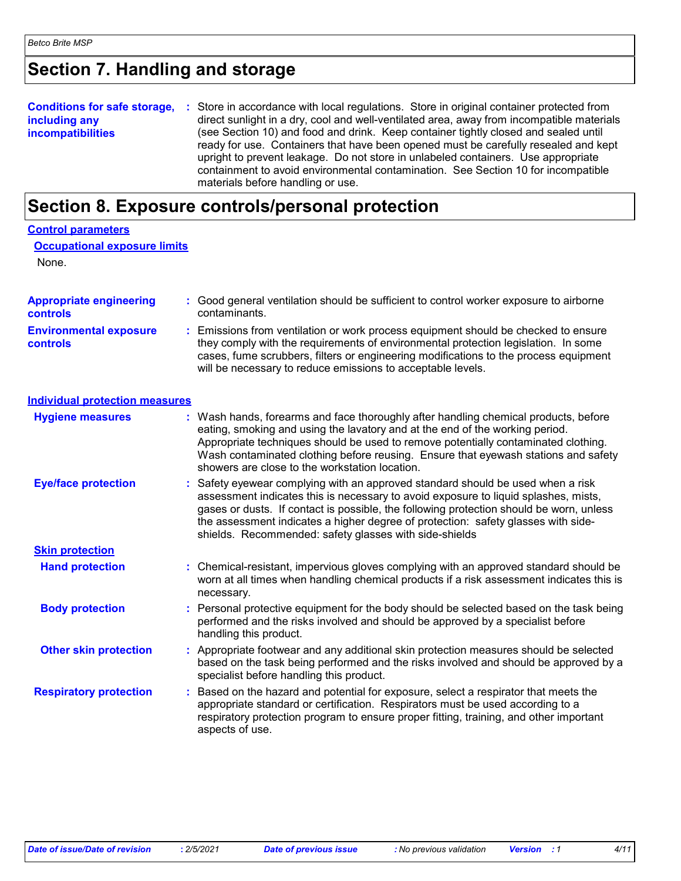# Section 7. Handling and storage

**Conditions for safe storage, including any incompatibilities** : Store in accordance with local regulations. Store in original container protected from direct sunlight in a dry, cool and well-ventilated area, away from incompatible materials (see Section 10) and food and drink. Keep container tightly closed and sealed until ready for use. Containers that have been opened must be carefully resealed and kept upright to prevent leakage. Do not store in unlabeled containers. Use appropriate containment to avoid environmental contamination. See Section 10 for incompatible materials before handling or use.

# Section 8. Exposure controls/personal protection

## Control parameters

### Occupational exposure limits

None.

**Appropriate engineering controls** : Good general ventilation should be sufficient to control worker exposure to airborne contaminants.

**Environmental exposure controls** : Emissions from ventilation or work process equipment should be checked to ensure they comply with the requirements of environmental protection legislation. In some cases, fume scrubbers, filters or engineering modifications to the process equipment will be necessary to reduce emissions to acceptable levels.

## Individual protection measures

**Hygiene measures** : Wash hands, forearms and face thoroughly after handling chemical products, before eating, smoking and using the lavatory and at the end of the working period. Appropriate techniques should be used to remove potentially contaminated clothing. Wash contaminated clothing before reusing. Ensure that eyewash stations and safety showers are close to the workstation location.

**Eye/face protection** : Safety eyewear complying with an approved standard should be used when a risk assessment indicates this is necessary to avoid exposure to liquid splashes, mists, gases or dusts. If contact is possible, the following protection should be worn, unless the assessment indicates a higher degree of protection: safety glasses with side-shields. Recommended: safety glasses with side-shields

### Skin protection

**Hand protection** : Chemical-resistant, impervious gloves complying with an approved standard should be worn at all times when handling chemical products if a risk assessment indicates this is necessary.

**Body protection** : Personal protective equipment for the body should be selected based on the task being performed and the risks involved and should be approved by a specialist before handling this product.

**Other skin protection** : Appropriate footwear and any additional skin protection measures should be selected based on the task being performed and the risks involved and should be approved by a specialist before handling this product.

**Respiratory protection** : Based on the hazard and potential for exposure, select a respirator that meets the appropriate standard or certification. Respirators must be used according to a respiratory protection program to ensure proper fitting, training, and other important aspects of use.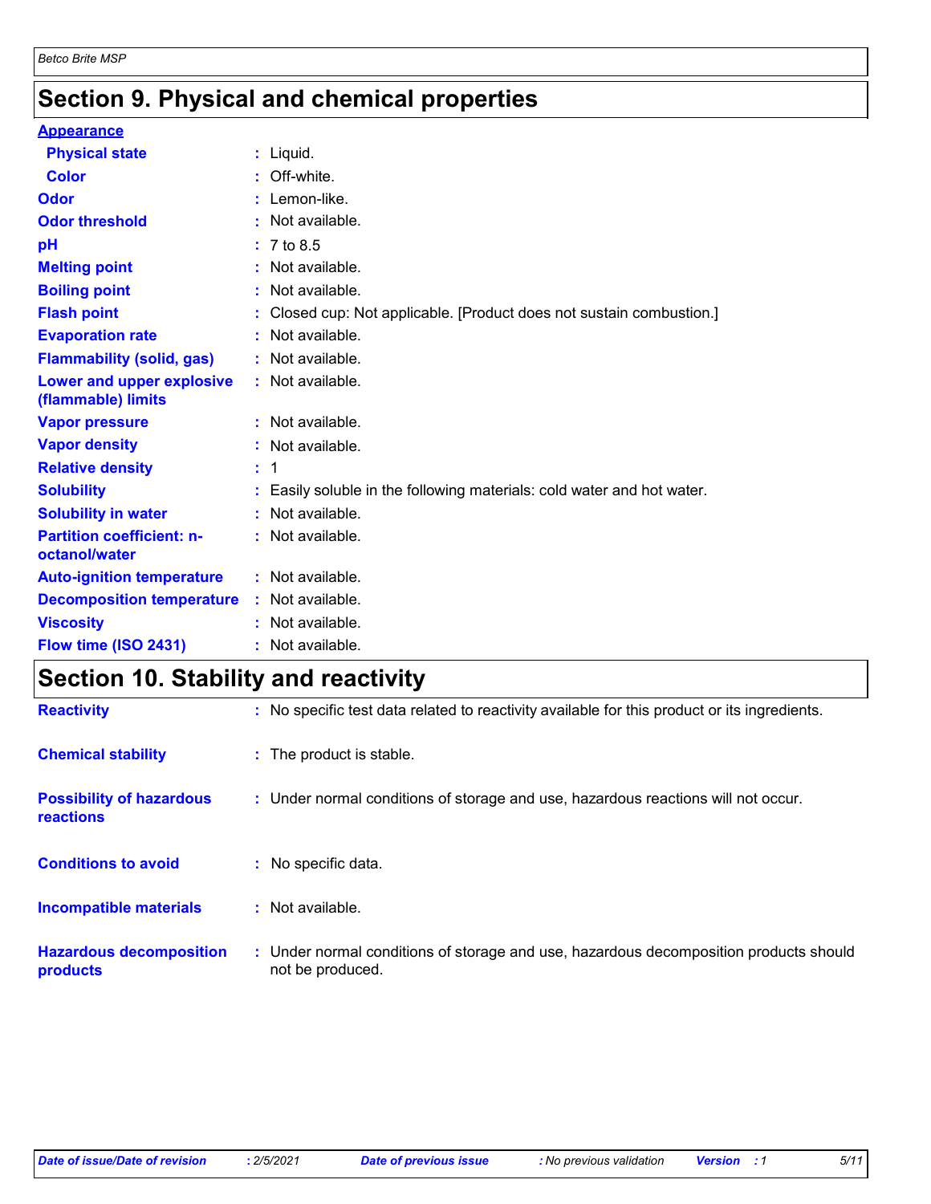# Section 9. Physical and chemical properties

| | |
|---|---|
| **Appearance** | |
| **Physical state** | : Liquid. |
| **Color** | : Off-white. |
| **Odor** | : Lemon-like. |
| **Odor threshold** | : Not available. |
| **pH** | : 7 to 8.5 |
| **Melting point** | : Not available. |
| **Boiling point** | : Not available. |
| **Flash point** | : Closed cup: Not applicable. [Product does not sustain combustion.] |
| **Evaporation rate** | : Not available. |
| **Flammability (solid, gas)** | : Not available. |
| **Lower and upper explosive (flammable) limits** | : Not available. |
| **Vapor pressure** | : Not available. |
| **Vapor density** | : Not available. |
| **Relative density** | : 1 |
| **Solubility** | : Easily soluble in the following materials: cold water and hot water. |
| **Solubility in water** | : Not available. |
| **Partition coefficient: n-octanol/water** | : Not available. |
| **Auto-ignition temperature** | : Not available. |
| **Decomposition temperature** | : Not available. |
| **Viscosity** | : Not available. |
| **Flow time (ISO 2431)** | : Not available. |

# Section 10. Stability and reactivity

| | |
|---|---|
| **Reactivity** | : No specific test data related to reactivity available for this product or its ingredients. |
| **Chemical stability** | : The product is stable. |
| **Possibility of hazardous reactions** | : Under normal conditions of storage and use, hazardous reactions will not occur. |
| **Conditions to avoid** | : No specific data. |
| **Incompatible materials** | : Not available. |
| **Hazardous decomposition products** | : Under normal conditions of storage and use, hazardous decomposition products should not be produced. |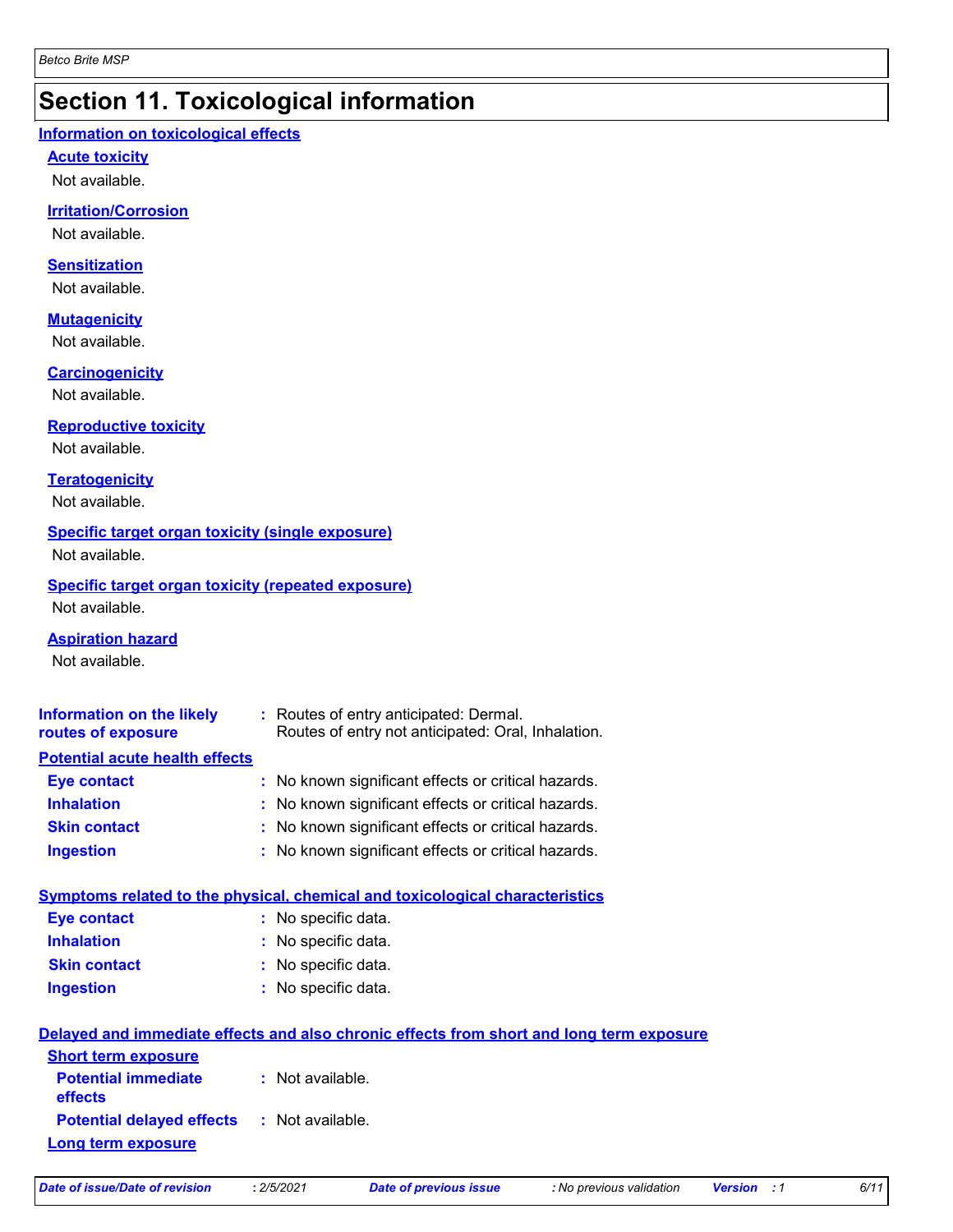# Section 11. Toxicological information

## Information on toxicological effects

### Acute toxicity

Not available.

### Irritation/Corrosion

Not available.

### Sensitization

Not available.

### Mutagenicity

Not available.

### Carcinogenicity

Not available.

### Reproductive toxicity

Not available.

### Teratogenicity

Not available.

### Specific target organ toxicity (single exposure)

Not available.

### Specific target organ toxicity (repeated exposure)

Not available.

### Aspiration hazard

Not available.

**Information on the likely routes of exposure** : Routes of entry anticipated: Dermal.
Routes of entry not anticipated: Oral, Inhalation.

## Potential acute health effects

**Eye contact** : No known significant effects or critical hazards.

**Inhalation** : No known significant effects or critical hazards.

**Skin contact** : No known significant effects or critical hazards.

**Ingestion** : No known significant effects or critical hazards.

## Symptoms related to the physical, chemical and toxicological characteristics

**Eye contact** : No specific data.

**Inhalation** : No specific data.

**Skin contact** : No specific data.

**Ingestion** : No specific data.

## Delayed and immediate effects and also chronic effects from short and long term exposure

### Short term exposure

**Potential immediate effects** : Not available.

**Potential delayed effects** : Not available.

### Long term exposure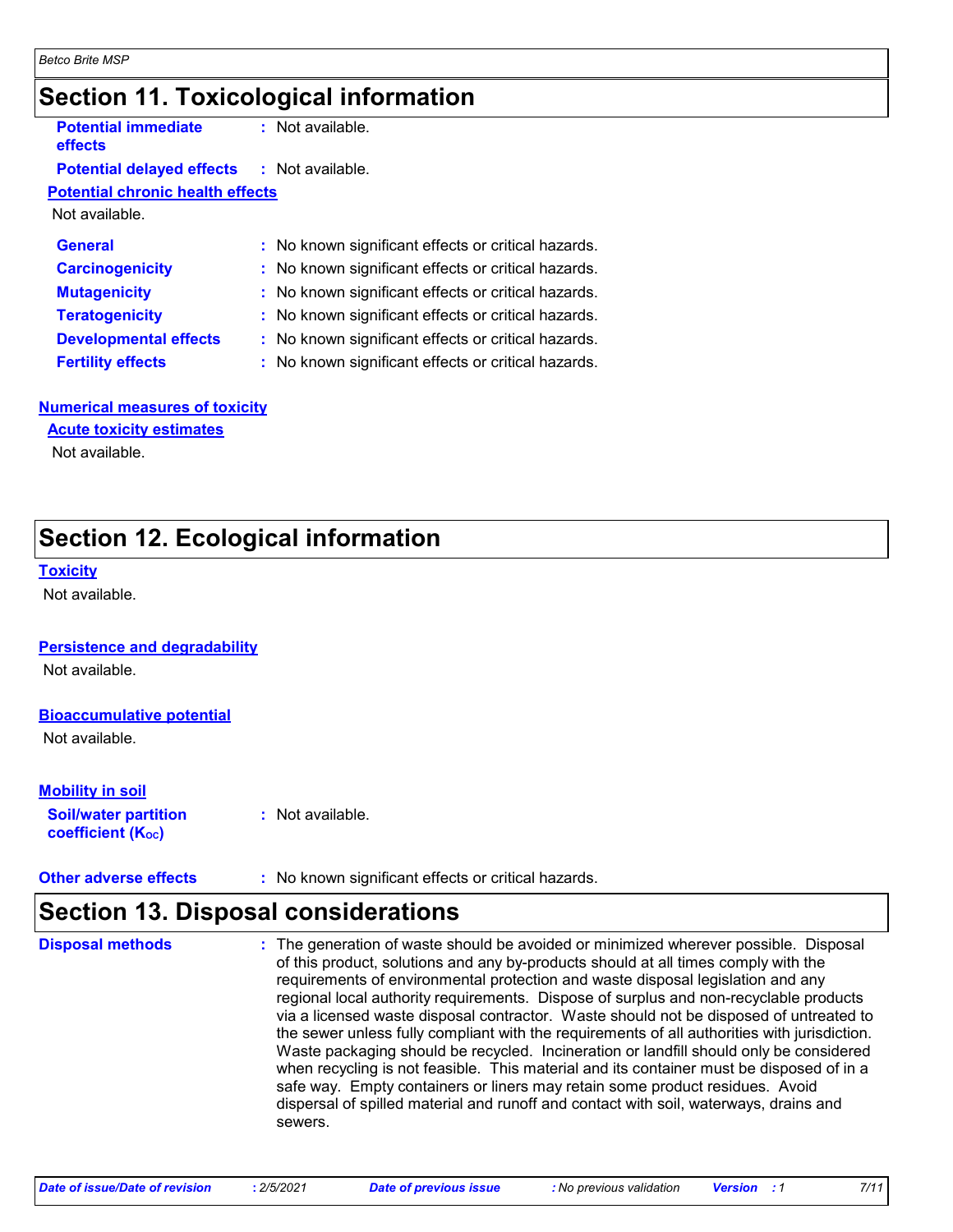## Section 11. Toxicological information

**Potential immediate effects** : Not available.

**Potential delayed effects** : Not available.

**Potential chronic health effects**

Not available.

**General** : No known significant effects or critical hazards.

**Carcinogenicity** : No known significant effects or critical hazards.

**Mutagenicity** : No known significant effects or critical hazards.

**Teratogenicity** : No known significant effects or critical hazards.

**Developmental effects** : No known significant effects or critical hazards.

**Fertility effects** : No known significant effects or critical hazards.

**Numerical measures of toxicity**

**Acute toxicity estimates**

Not available.

## Section 12. Ecological information

**Toxicity**

Not available.

**Persistence and degradability**

Not available.

**Bioaccumulative potential**

Not available.

**Mobility in soil**

**Soil/water partition coefficient ($K_{OC}$)** : Not available.

**Other adverse effects** : No known significant effects or critical hazards.

## Section 13. Disposal considerations

**Disposal methods** : The generation of waste should be avoided or minimized wherever possible. Disposal of this product, solutions and any by-products should at all times comply with the requirements of environmental protection and waste disposal legislation and any regional local authority requirements. Dispose of surplus and non-recyclable products via a licensed waste disposal contractor. Waste should not be disposed of untreated to the sewer unless fully compliant with the requirements of all authorities with jurisdiction. Waste packaging should be recycled. Incineration or landfill should only be considered when recycling is not feasible. This material and its container must be disposed of in a safe way. Empty containers or liners may retain some product residues. Avoid dispersal of spilled material and runoff and contact with soil, waterways, drains and sewers.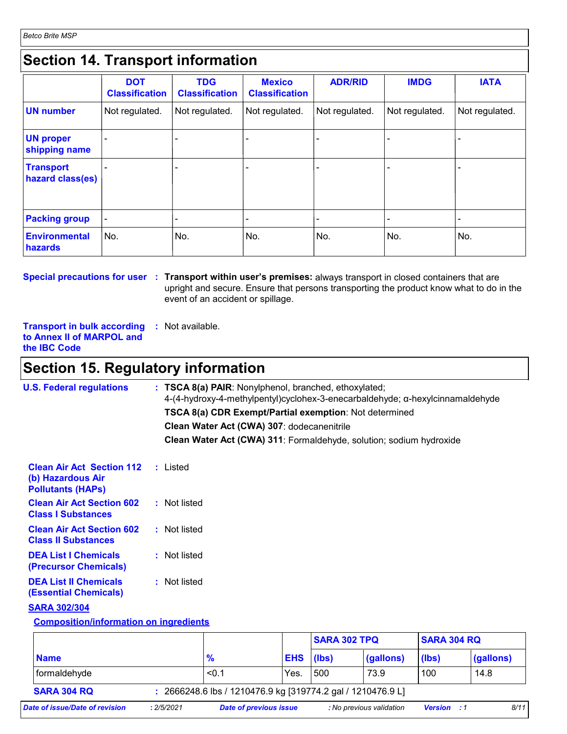## Section 14. Transport information

| | DOT Classification | TDG Classification | Mexico Classification | ADR/RID | IMDG | IATA |
|---|---|---|---|---|---|---|
| **UN number** | Not regulated. | Not regulated. | Not regulated. | Not regulated. | Not regulated. | Not regulated. |
| **UN proper shipping name** | - | - | - | - | - | - |
| **Transport hazard class(es)** | - | - | - | - | - | - |
| **Packing group** | - | - | - | - | - | - |
| **Environmental hazards** | No. | No. | No. | No. | No. | No. |

**Special precautions for user** : **Transport within user's premises:** always transport in closed containers that are upright and secure. Ensure that persons transporting the product know what to do in the event of an accident or spillage.

**Transport in bulk according to Annex II of MARPOL and the IBC Code** : Not available.

## Section 15. Regulatory information

**U.S. Federal regulations** : **TSCA 8(a) PAIR**: Nonylphenol, branched, ethoxylated; 4-(4-hydroxy-4-methylpentyl)cyclohex-3-enecarbaldehyde; α-hexylcinnamaldehyde

**TSCA 8(a) CDR Exempt/Partial exemption**: Not determined

**Clean Water Act (CWA) 307**: dodecanenitrile

**Clean Water Act (CWA) 311**: Formaldehyde, solution; sodium hydroxide

**Clean Air Act Section 112 (b) Hazardous Air Pollutants (HAPs)** : Listed

**Clean Air Act Section 602 Class I Substances** : Not listed

**Clean Air Act Section 602 Class II Substances** : Not listed

**DEA List I Chemicals (Precursor Chemicals)** : Not listed

**DEA List II Chemicals (Essential Chemicals)** : Not listed

**SARA 302/304**

**Composition/information on ingredients**

| | | | SARA 302 TPQ | | SARA 304 RQ | |
|---|---|---|---|---|---|---|
| **Name** | **%** | **EHS** | **(lbs)** | **(gallons)** | **(lbs)** | **(gallons)** |
| formaldehyde | <0.1 | Yes. | 500 | 73.9 | 100 | 14.8 |

**SARA 304 RQ** : 2666248.6 lbs / 1210476.9 kg [319774.2 gal / 1210476.9 L]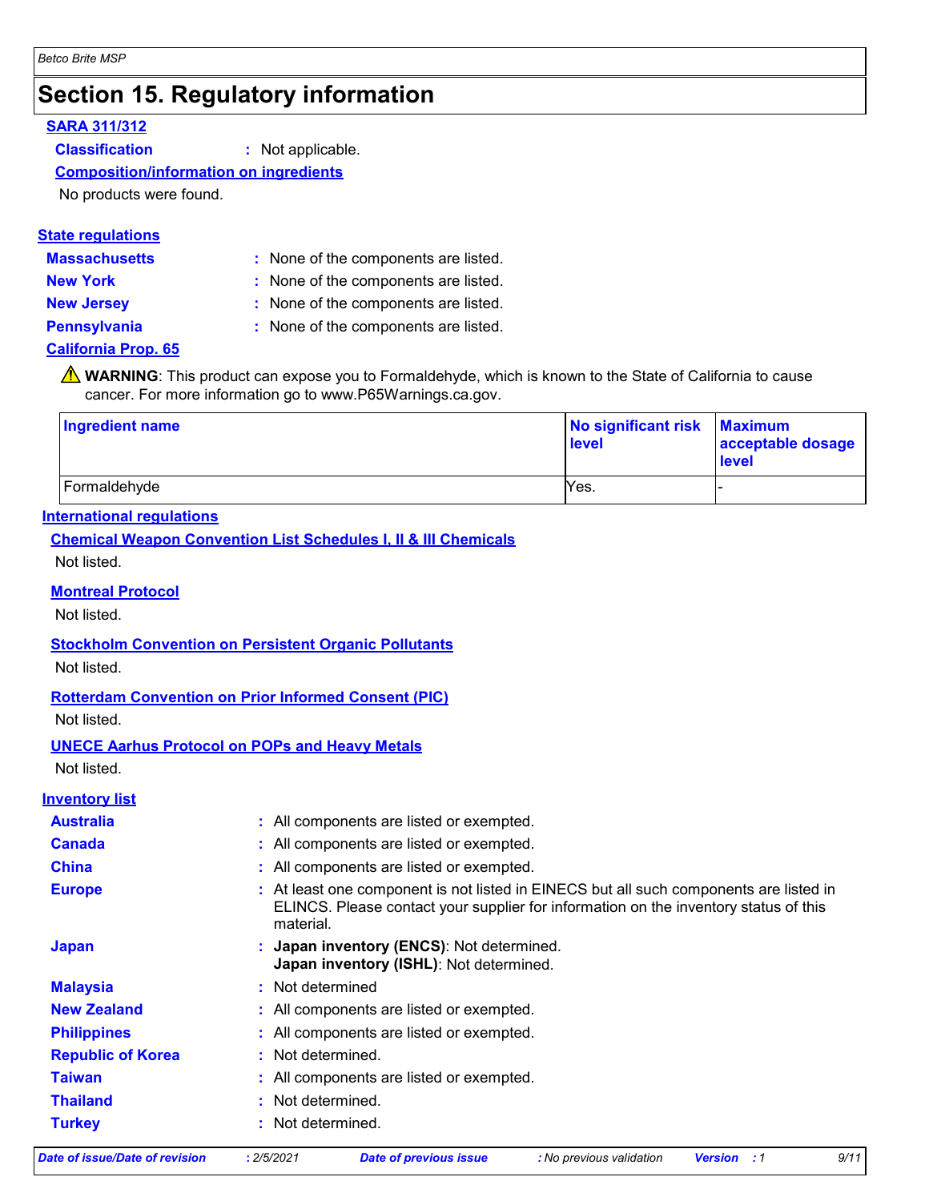# Section 15. Regulatory information

**SARA 311/312**

**Classification** : Not applicable.

**Composition/information on ingredients**

No products were found.

**State regulations**

**Massachusetts** : None of the components are listed.

**New York** : None of the components are listed.

**New Jersey** : None of the components are listed.

**Pennsylvania** : None of the components are listed.

**California Prop. 65**

⚠ **WARNING**: This product can expose you to Formaldehyde, which is known to the State of California to cause cancer. For more information go to www.P65Warnings.ca.gov.

| Ingredient name | No significant risk level | Maximum acceptable dosage level |
|---|---|---|
| Formaldehyde | Yes. | - |

**International regulations**

**Chemical Weapon Convention List Schedules I, II & III Chemicals**

Not listed.

**Montreal Protocol**

Not listed.

**Stockholm Convention on Persistent Organic Pollutants**

Not listed.

**Rotterdam Convention on Prior Informed Consent (PIC)**

Not listed.

**UNECE Aarhus Protocol on POPs and Heavy Metals**

Not listed.

**Inventory list**

**Australia** : All components are listed or exempted.

**Canada** : All components are listed or exempted.

**China** : All components are listed or exempted.

**Europe** : At least one component is not listed in EINECS but all such components are listed in ELINCS. Please contact your supplier for information on the inventory status of this material.

**Japan** : **Japan inventory (ENCS)**: Not determined.
**Japan inventory (ISHL)**: Not determined.

**Malaysia** : Not determined

**New Zealand** : All components are listed or exempted.

**Philippines** : All components are listed or exempted.

**Republic of Korea** : Not determined.

**Taiwan** : All components are listed or exempted.

**Thailand** : Not determined.

**Turkey** : Not determined.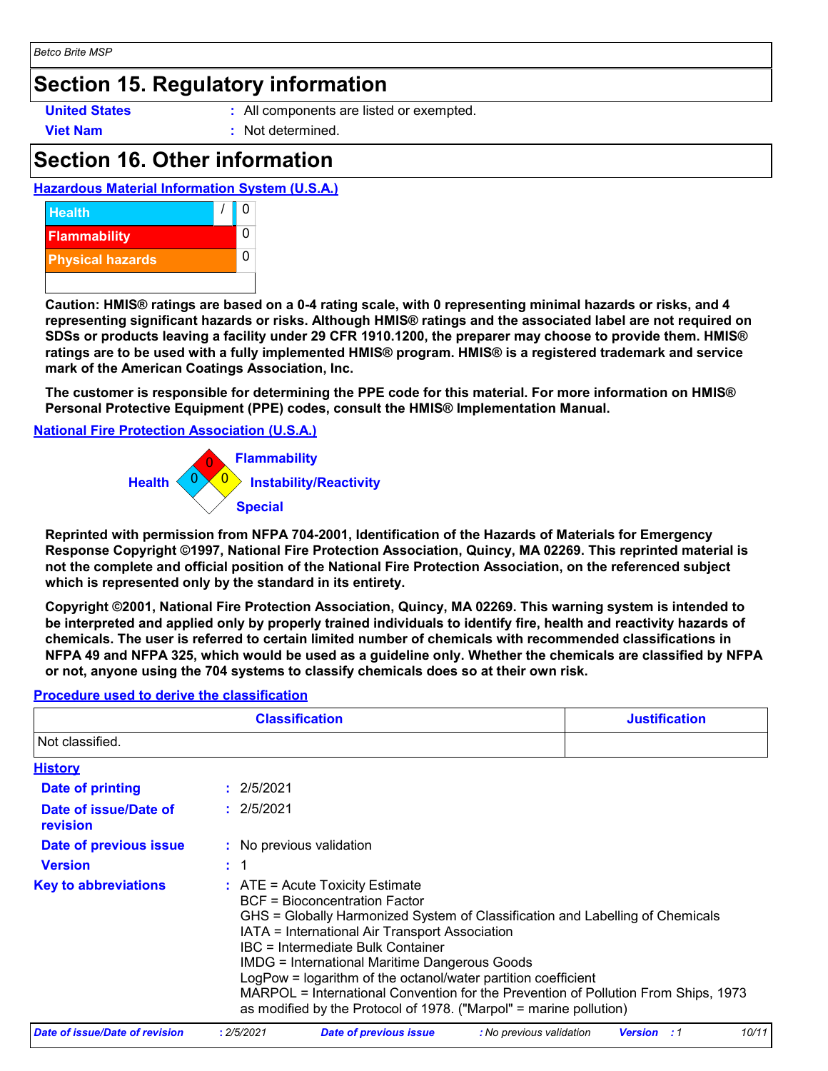## Section 15. Regulatory information

**United States** : All components are listed or exempted.

**Viet Nam** : Not determined.

## Section 16. Other information

**Hazardous Material Information System (U.S.A.)**

| | | |
|---|---|---|
| Health | / | 0 |
| Flammability | | 0 |
| Physical hazards | | 0 |

**Caution: HMIS® ratings are based on a 0-4 rating scale, with 0 representing minimal hazards or risks, and 4 representing significant hazards or risks. Although HMIS® ratings and the associated label are not required on SDSs or products leaving a facility under 29 CFR 1910.1200, the preparer may choose to provide them. HMIS® ratings are to be used with a fully implemented HMIS® program. HMIS® is a registered trademark and service mark of the American Coatings Association, Inc.**

**The customer is responsible for determining the PPE code for this material. For more information on HMIS® Personal Protective Equipment (PPE) codes, consult the HMIS® Implementation Manual.**

**National Fire Protection Association (U.S.A.)**

Flammability: 0
Health: 0
Instability/Reactivity: 0
Special

**Reprinted with permission from NFPA 704-2001, Identification of the Hazards of Materials for Emergency Response Copyright ©1997, National Fire Protection Association, Quincy, MA 02269. This reprinted material is not the complete and official position of the National Fire Protection Association, on the referenced subject which is represented only by the standard in its entirety.**

**Copyright ©2001, National Fire Protection Association, Quincy, MA 02269. This warning system is intended to be interpreted and applied only by properly trained individuals to identify fire, health and reactivity hazards of chemicals. The user is referred to certain limited number of chemicals with recommended classifications in NFPA 49 and NFPA 325, which would be used as a guideline only. Whether the chemicals are classified by NFPA or not, anyone using the 704 systems to classify chemicals does so at their own risk.**

**Procedure used to derive the classification**

| Classification | Justification |
|---|---|
| Not classified. | |

**History**

**Date of printing** : 2/5/2021

**Date of issue/Date of revision** : 2/5/2021

**Date of previous issue** : No previous validation

**Version** : 1

**Key to abbreviations** : ATE = Acute Toxicity Estimate
BCF = Bioconcentration Factor
GHS = Globally Harmonized System of Classification and Labelling of Chemicals
IATA = International Air Transport Association
IBC = Intermediate Bulk Container
IMDG = International Maritime Dangerous Goods
LogPow = logarithm of the octanol/water partition coefficient
MARPOL = International Convention for the Prevention of Pollution From Ships, 1973 as modified by the Protocol of 1978. ("Marpol" = marine pollution)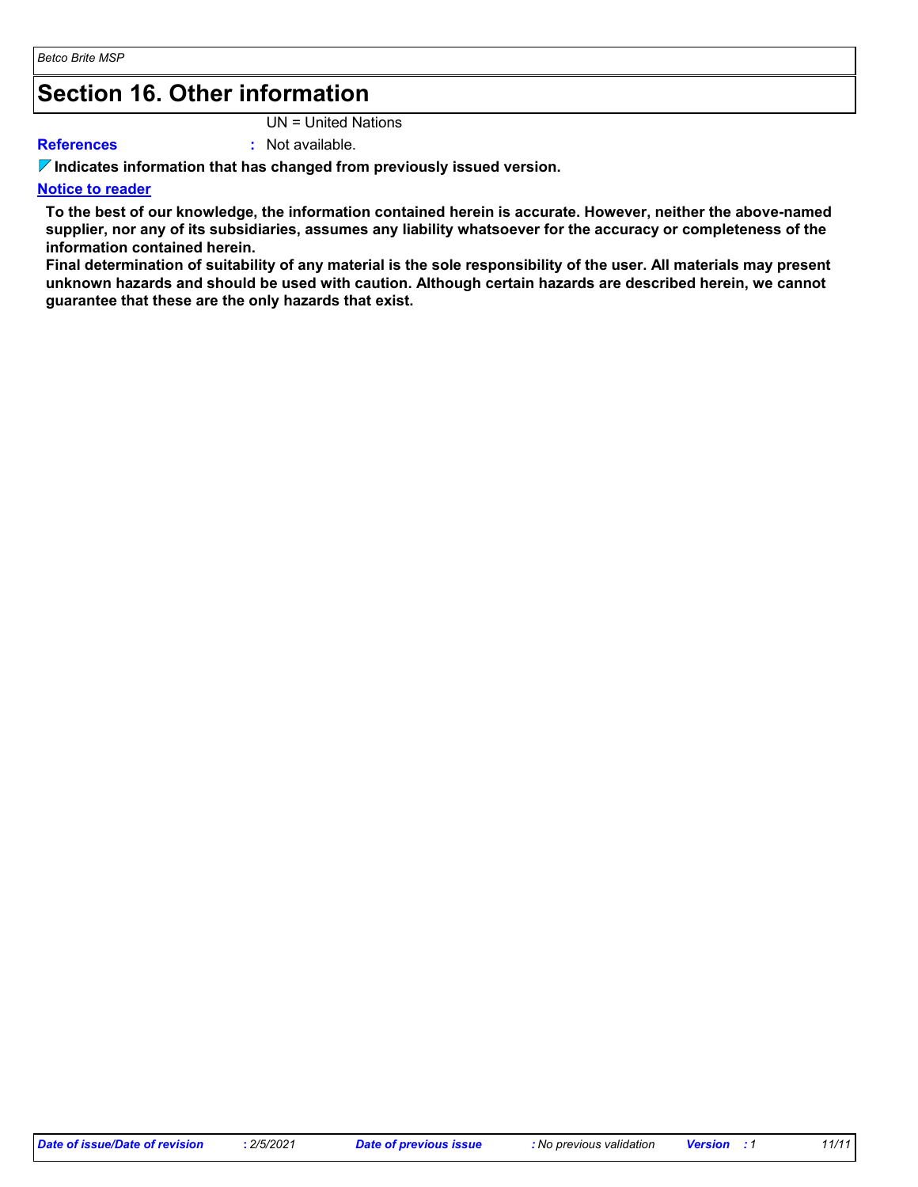# Section 16. Other information

UN = United Nations

**References** : Not available.

**Indicates information that has changed from previously issued version.**

**Notice to reader**

**To the best of our knowledge, the information contained herein is accurate. However, neither the above-named supplier, nor any of its subsidiaries, assumes any liability whatsoever for the accuracy or completeness of the information contained herein.**

**Final determination of suitability of any material is the sole responsibility of the user. All materials may present unknown hazards and should be used with caution. Although certain hazards are described herein, we cannot guarantee that these are the only hazards that exist.**